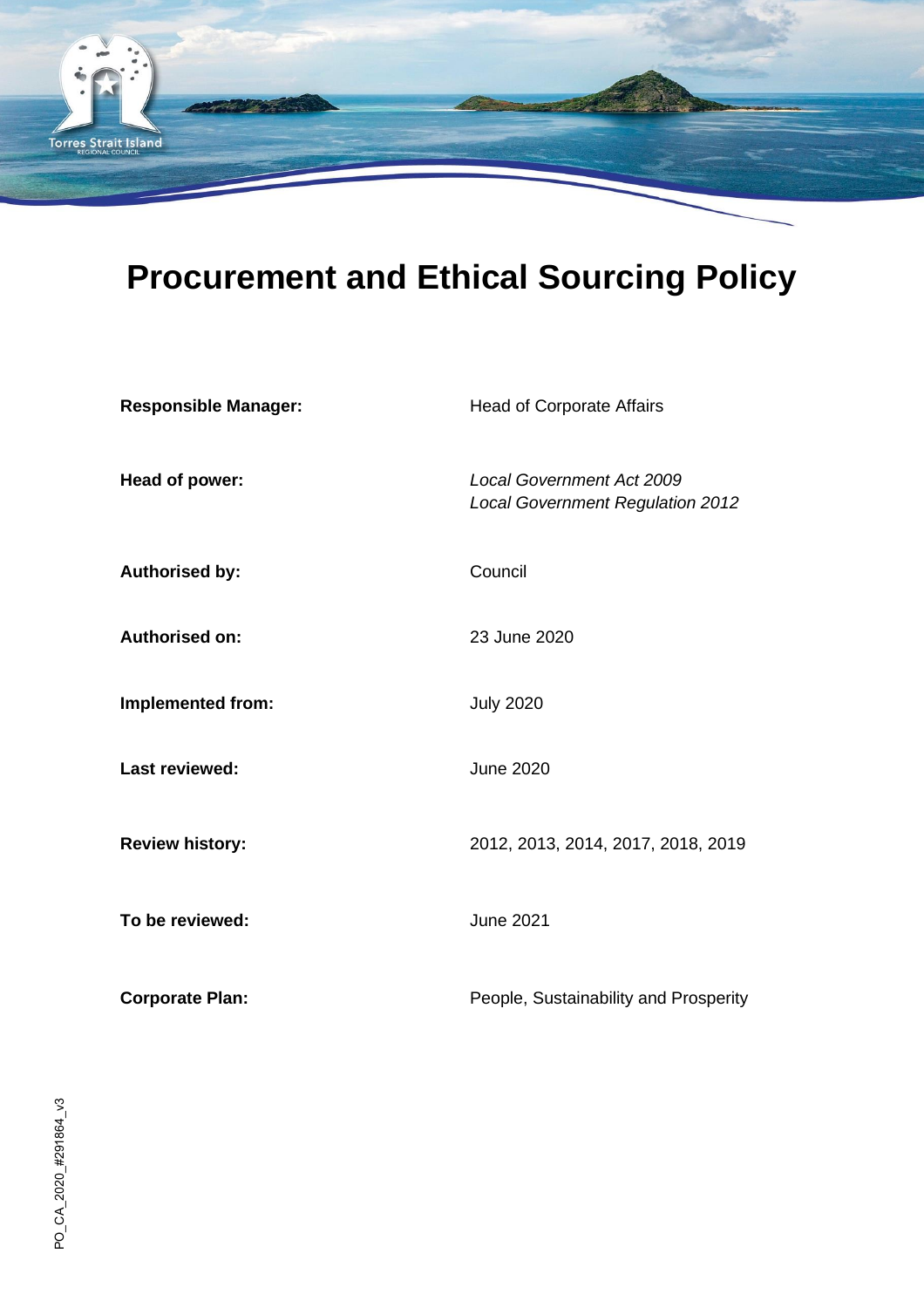# Procurement and Ethical Sourcing Policy

| | |
|---|---|
| **Responsible Manager:** | Head of Corporate Affairs |
| **Head of power:** | *Local Government Act 2009*<br>*Local Government Regulation 2012* |
| **Authorised by:** | Council |
| **Authorised on:** | 23 June 2020 |
| **Implemented from:** | July 2020 |
| **Last reviewed:** | June 2020 |
| **Review history:** | 2012, 2013, 2014, 2017, 2018, 2019 |
| **To be reviewed:** | June 2021 |
| **Corporate Plan:** | People, Sustainability and Prosperity |

PO_CA_2020_#291864_v3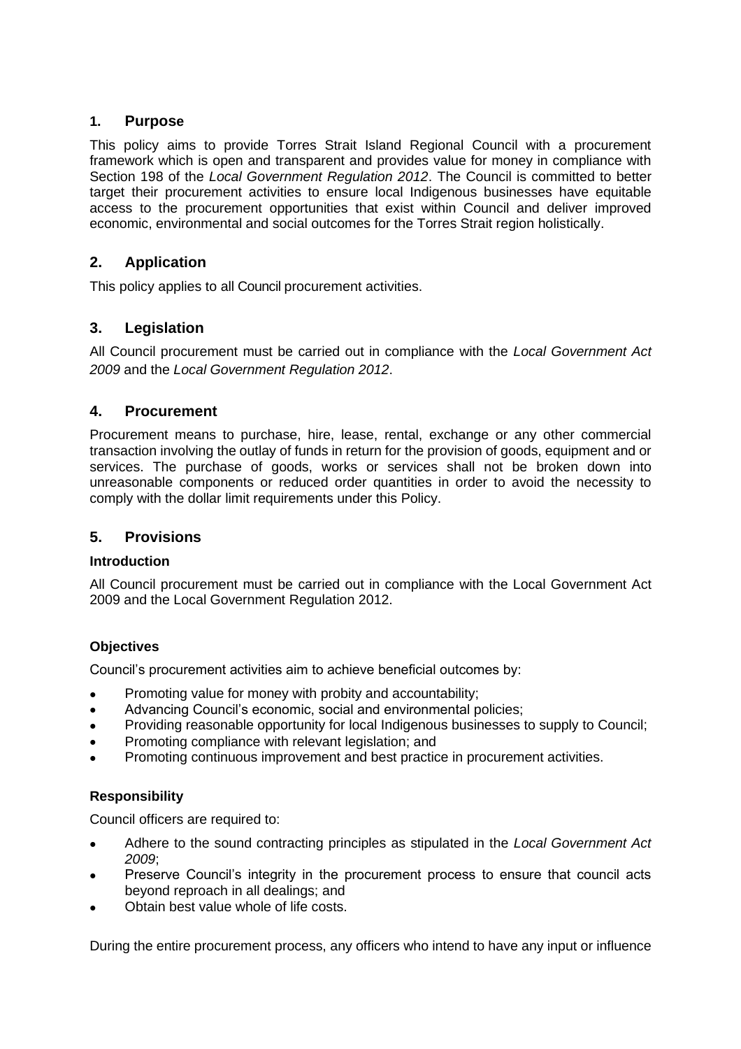## 1. Purpose

This policy aims to provide Torres Strait Island Regional Council with a procurement framework which is open and transparent and provides value for money in compliance with Section 198 of the *Local Government Regulation 2012*. The Council is committed to better target their procurement activities to ensure local Indigenous businesses have equitable access to the procurement opportunities that exist within Council and deliver improved economic, environmental and social outcomes for the Torres Strait region holistically.

## 2. Application

This policy applies to all Council procurement activities.

## 3. Legislation

All Council procurement must be carried out in compliance with the *Local Government Act 2009* and the *Local Government Regulation 2012*.

## 4. Procurement

Procurement means to purchase, hire, lease, rental, exchange or any other commercial transaction involving the outlay of funds in return for the provision of goods, equipment and or services. The purchase of goods, works or services shall not be broken down into unreasonable components or reduced order quantities in order to avoid the necessity to comply with the dollar limit requirements under this Policy.

## 5. Provisions

### Introduction

All Council procurement must be carried out in compliance with the Local Government Act 2009 and the Local Government Regulation 2012.

### Objectives

Council's procurement activities aim to achieve beneficial outcomes by:

- Promoting value for money with probity and accountability;
- Advancing Council's economic, social and environmental policies;
- Providing reasonable opportunity for local Indigenous businesses to supply to Council;
- Promoting compliance with relevant legislation; and
- Promoting continuous improvement and best practice in procurement activities.

### Responsibility

Council officers are required to:

- Adhere to the sound contracting principles as stipulated in the *Local Government Act 2009*;
- Preserve Council's integrity in the procurement process to ensure that council acts beyond reproach in all dealings; and
- Obtain best value whole of life costs.

During the entire procurement process, any officers who intend to have any input or influence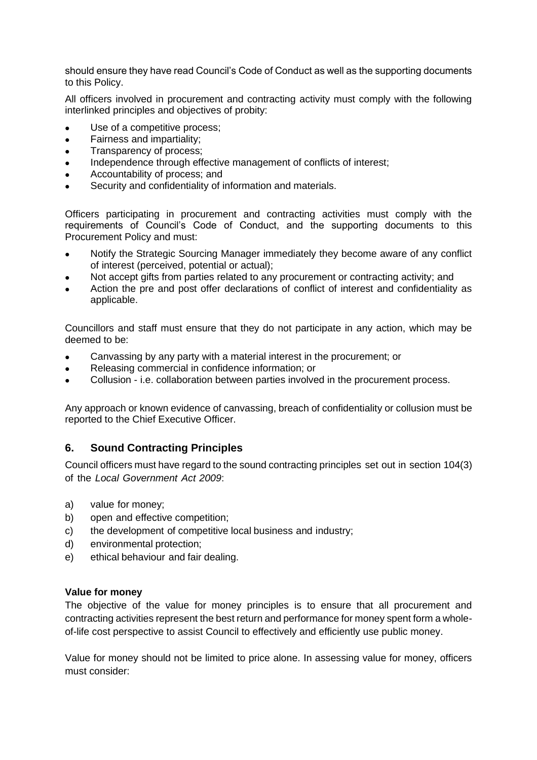should ensure they have read Council's Code of Conduct as well as the supporting documents to this Policy.

All officers involved in procurement and contracting activity must comply with the following interlinked principles and objectives of probity:

- Use of a competitive process;
- Fairness and impartiality;
- Transparency of process;
- Independence through effective management of conflicts of interest;
- Accountability of process; and
- Security and confidentiality of information and materials.

Officers participating in procurement and contracting activities must comply with the requirements of Council's Code of Conduct, and the supporting documents to this Procurement Policy and must:

- Notify the Strategic Sourcing Manager immediately they become aware of any conflict of interest (perceived, potential or actual);
- Not accept gifts from parties related to any procurement or contracting activity; and
- Action the pre and post offer declarations of conflict of interest and confidentiality as applicable.

Councillors and staff must ensure that they do not participate in any action, which may be deemed to be:

- Canvassing by any party with a material interest in the procurement; or
- Releasing commercial in confidence information; or
- Collusion - i.e. collaboration between parties involved in the procurement process.

Any approach or known evidence of canvassing, breach of confidentiality or collusion must be reported to the Chief Executive Officer.

## 6. Sound Contracting Principles

Council officers must have regard to the sound contracting principles set out in section 104(3) of the *Local Government Act 2009*:

a) value for money;
b) open and effective competition;
c) the development of competitive local business and industry;
d) environmental protection;
e) ethical behaviour and fair dealing.

**Value for money**

The objective of the value for money principles is to ensure that all procurement and contracting activities represent the best return and performance for money spent form a whole-of-life cost perspective to assist Council to effectively and efficiently use public money.

Value for money should not be limited to price alone. In assessing value for money, officers must consider: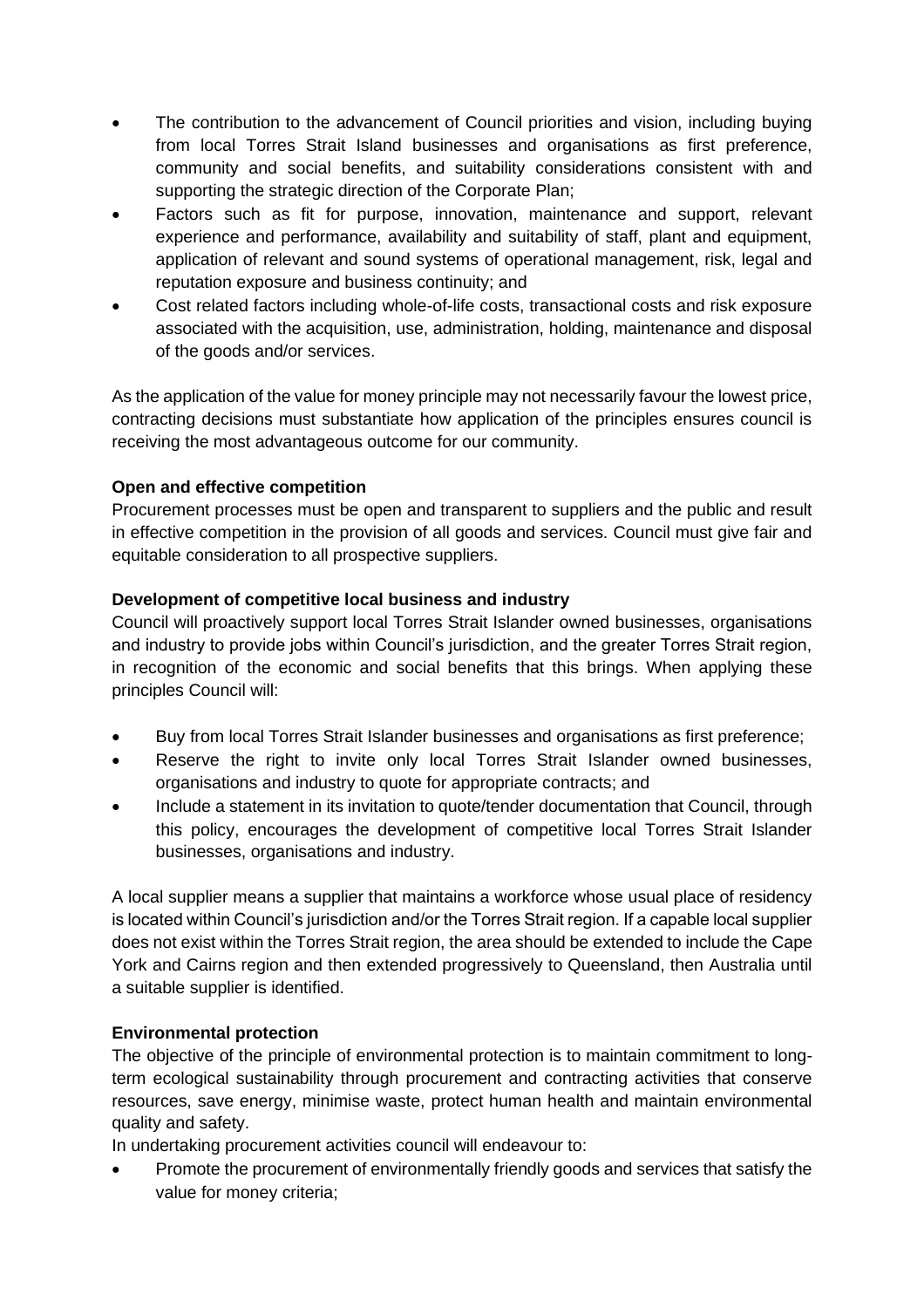- The contribution to the advancement of Council priorities and vision, including buying from local Torres Strait Island businesses and organisations as first preference, community and social benefits, and suitability considerations consistent with and supporting the strategic direction of the Corporate Plan;
- Factors such as fit for purpose, innovation, maintenance and support, relevant experience and performance, availability and suitability of staff, plant and equipment, application of relevant and sound systems of operational management, risk, legal and reputation exposure and business continuity; and
- Cost related factors including whole-of-life costs, transactional costs and risk exposure associated with the acquisition, use, administration, holding, maintenance and disposal of the goods and/or services.

As the application of the value for money principle may not necessarily favour the lowest price, contracting decisions must substantiate how application of the principles ensures council is receiving the most advantageous outcome for our community.

**Open and effective competition**

Procurement processes must be open and transparent to suppliers and the public and result in effective competition in the provision of all goods and services. Council must give fair and equitable consideration to all prospective suppliers.

**Development of competitive local business and industry**

Council will proactively support local Torres Strait Islander owned businesses, organisations and industry to provide jobs within Council's jurisdiction, and the greater Torres Strait region, in recognition of the economic and social benefits that this brings. When applying these principles Council will:

- Buy from local Torres Strait Islander businesses and organisations as first preference;
- Reserve the right to invite only local Torres Strait Islander owned businesses, organisations and industry to quote for appropriate contracts; and
- Include a statement in its invitation to quote/tender documentation that Council, through this policy, encourages the development of competitive local Torres Strait Islander businesses, organisations and industry.

A local supplier means a supplier that maintains a workforce whose usual place of residency is located within Council's jurisdiction and/or the Torres Strait region. If a capable local supplier does not exist within the Torres Strait region, the area should be extended to include the Cape York and Cairns region and then extended progressively to Queensland, then Australia until a suitable supplier is identified.

**Environmental protection**

The objective of the principle of environmental protection is to maintain commitment to long-term ecological sustainability through procurement and contracting activities that conserve resources, save energy, minimise waste, protect human health and maintain environmental quality and safety.

In undertaking procurement activities council will endeavour to:

- Promote the procurement of environmentally friendly goods and services that satisfy the value for money criteria;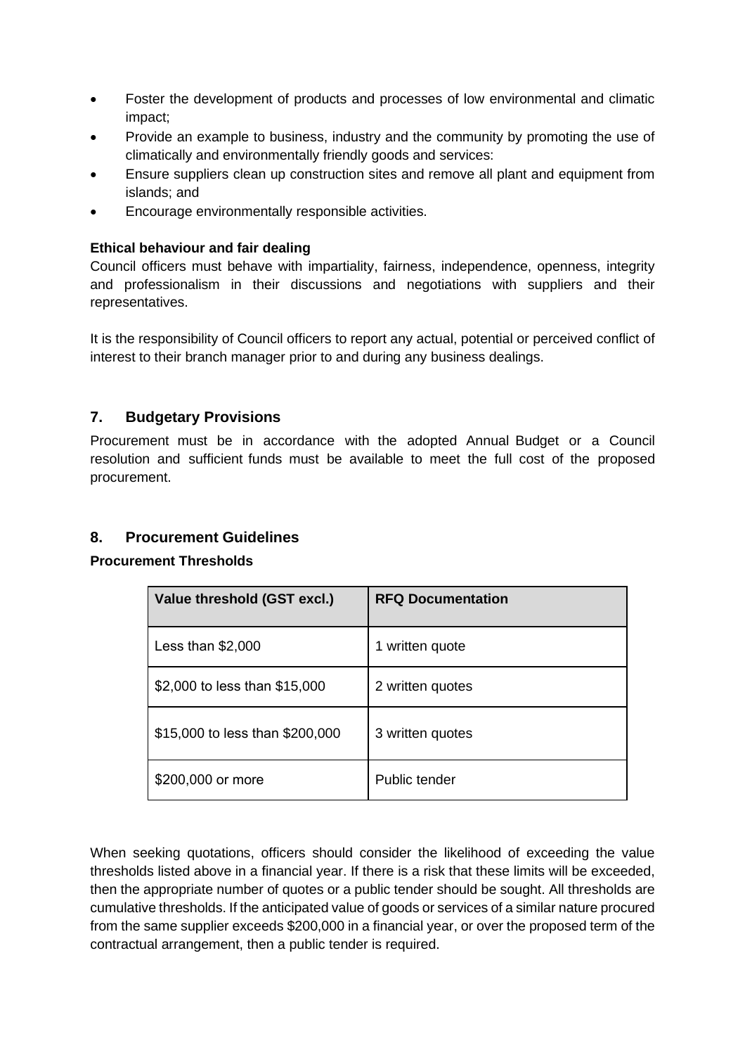- Foster the development of products and processes of low environmental and climatic impact;
- Provide an example to business, industry and the community by promoting the use of climatically and environmentally friendly goods and services:
- Ensure suppliers clean up construction sites and remove all plant and equipment from islands; and
- Encourage environmentally responsible activities.

**Ethical behaviour and fair dealing**

Council officers must behave with impartiality, fairness, independence, openness, integrity and professionalism in their discussions and negotiations with suppliers and their representatives.

It is the responsibility of Council officers to report any actual, potential or perceived conflict of interest to their branch manager prior to and during any business dealings.

## 7. Budgetary Provisions

Procurement must be in accordance with the adopted Annual Budget or a Council resolution and sufficient funds must be available to meet the full cost of the proposed procurement.

## 8. Procurement Guidelines

**Procurement Thresholds**

| Value threshold (GST excl.) | RFQ Documentation |
|---|---|
| Less than $2,000 | 1 written quote |
| $2,000 to less than $15,000 | 2 written quotes |
| $15,000 to less than $200,000 | 3 written quotes |
| $200,000 or more | Public tender |

When seeking quotations, officers should consider the likelihood of exceeding the value thresholds listed above in a financial year. If there is a risk that these limits will be exceeded, then the appropriate number of quotes or a public tender should be sought. All thresholds are cumulative thresholds. If the anticipated value of goods or services of a similar nature procured from the same supplier exceeds $200,000 in a financial year, or over the proposed term of the contractual arrangement, then a public tender is required.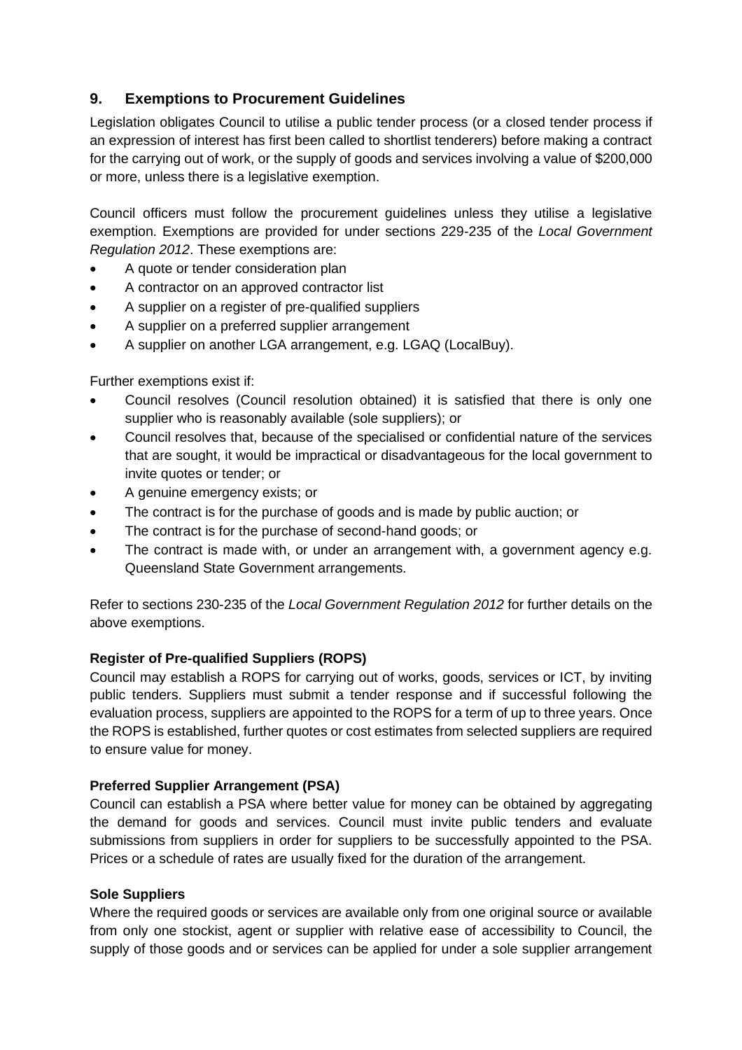## 9. Exemptions to Procurement Guidelines

Legislation obligates Council to utilise a public tender process (or a closed tender process if an expression of interest has first been called to shortlist tenderers) before making a contract for the carrying out of work, or the supply of goods and services involving a value of $200,000 or more, unless there is a legislative exemption.

Council officers must follow the procurement guidelines unless they utilise a legislative exemption. Exemptions are provided for under sections 229-235 of the *Local Government Regulation 2012*. These exemptions are:

- A quote or tender consideration plan
- A contractor on an approved contractor list
- A supplier on a register of pre-qualified suppliers
- A supplier on a preferred supplier arrangement
- A supplier on another LGA arrangement, e.g. LGAQ (LocalBuy).

Further exemptions exist if:

- Council resolves (Council resolution obtained) it is satisfied that there is only one supplier who is reasonably available (sole suppliers); or
- Council resolves that, because of the specialised or confidential nature of the services that are sought, it would be impractical or disadvantageous for the local government to invite quotes or tender; or
- A genuine emergency exists; or
- The contract is for the purchase of goods and is made by public auction; or
- The contract is for the purchase of second-hand goods; or
- The contract is made with, or under an arrangement with, a government agency e.g. Queensland State Government arrangements.

Refer to sections 230-235 of the *Local Government Regulation 2012* for further details on the above exemptions.

**Register of Pre-qualified Suppliers (ROPS)**

Council may establish a ROPS for carrying out of works, goods, services or ICT, by inviting public tenders. Suppliers must submit a tender response and if successful following the evaluation process, suppliers are appointed to the ROPS for a term of up to three years. Once the ROPS is established, further quotes or cost estimates from selected suppliers are required to ensure value for money.

**Preferred Supplier Arrangement (PSA)**

Council can establish a PSA where better value for money can be obtained by aggregating the demand for goods and services. Council must invite public tenders and evaluate submissions from suppliers in order for suppliers to be successfully appointed to the PSA. Prices or a schedule of rates are usually fixed for the duration of the arrangement.

**Sole Suppliers**

Where the required goods or services are available only from one original source or available from only one stockist, agent or supplier with relative ease of accessibility to Council, the supply of those goods and or services can be applied for under a sole supplier arrangement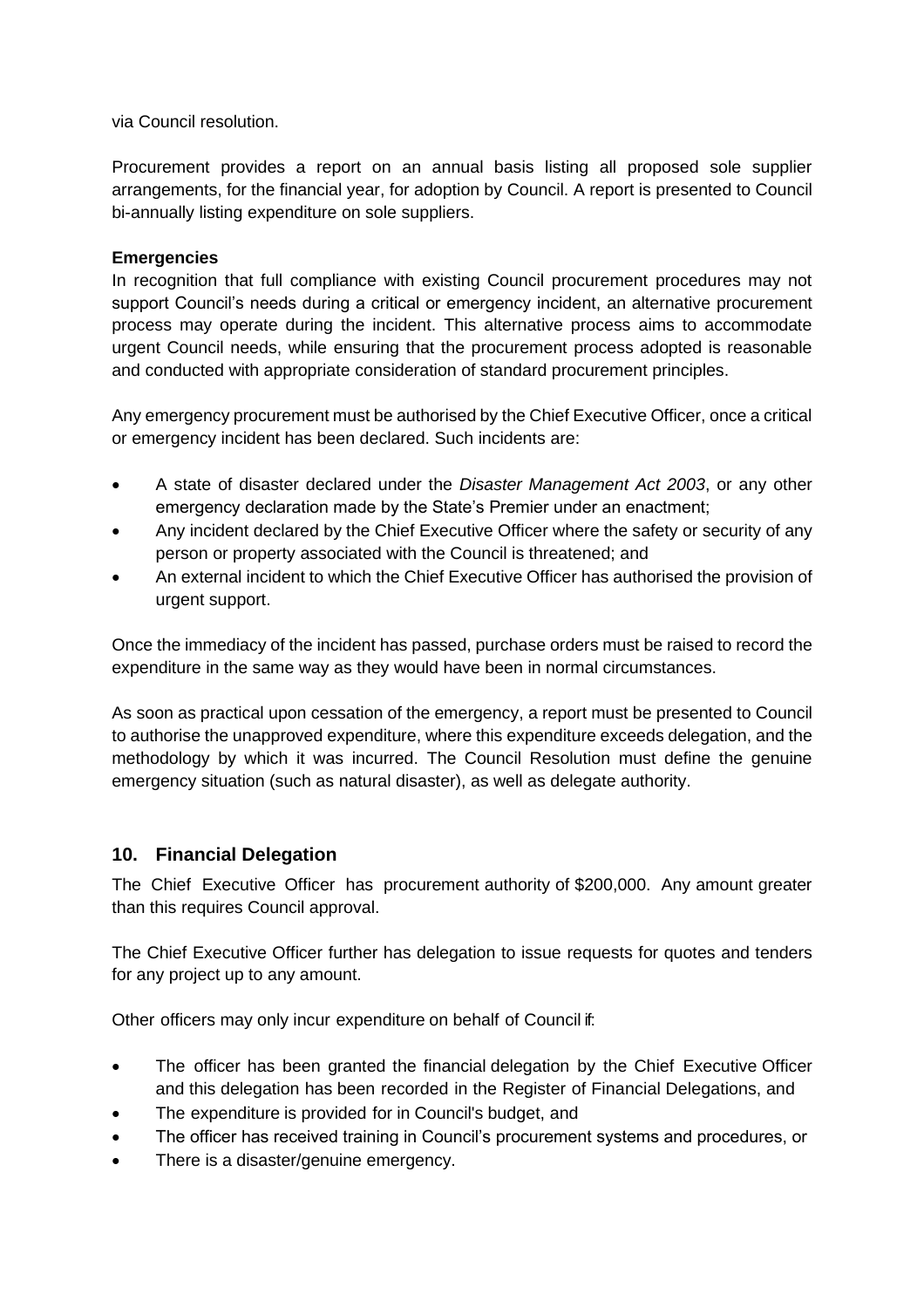via Council resolution.

Procurement provides a report on an annual basis listing all proposed sole supplier arrangements, for the financial year, for adoption by Council. A report is presented to Council bi-annually listing expenditure on sole suppliers.

**Emergencies**

In recognition that full compliance with existing Council procurement procedures may not support Council's needs during a critical or emergency incident, an alternative procurement process may operate during the incident. This alternative process aims to accommodate urgent Council needs, while ensuring that the procurement process adopted is reasonable and conducted with appropriate consideration of standard procurement principles.

Any emergency procurement must be authorised by the Chief Executive Officer, once a critical or emergency incident has been declared. Such incidents are:

- A state of disaster declared under the *Disaster Management Act 2003*, or any other emergency declaration made by the State's Premier under an enactment;
- Any incident declared by the Chief Executive Officer where the safety or security of any person or property associated with the Council is threatened; and
- An external incident to which the Chief Executive Officer has authorised the provision of urgent support.

Once the immediacy of the incident has passed, purchase orders must be raised to record the expenditure in the same way as they would have been in normal circumstances.

As soon as practical upon cessation of the emergency, a report must be presented to Council to authorise the unapproved expenditure, where this expenditure exceeds delegation, and the methodology by which it was incurred. The Council Resolution must define the genuine emergency situation (such as natural disaster), as well as delegate authority.

## 10. Financial Delegation

The Chief Executive Officer has procurement authority of $200,000. Any amount greater than this requires Council approval.

The Chief Executive Officer further has delegation to issue requests for quotes and tenders for any project up to any amount.

Other officers may only incur expenditure on behalf of Council if:

- The officer has been granted the financial delegation by the Chief Executive Officer and this delegation has been recorded in the Register of Financial Delegations, and
- The expenditure is provided for in Council's budget, and
- The officer has received training in Council's procurement systems and procedures, or
- There is a disaster/genuine emergency.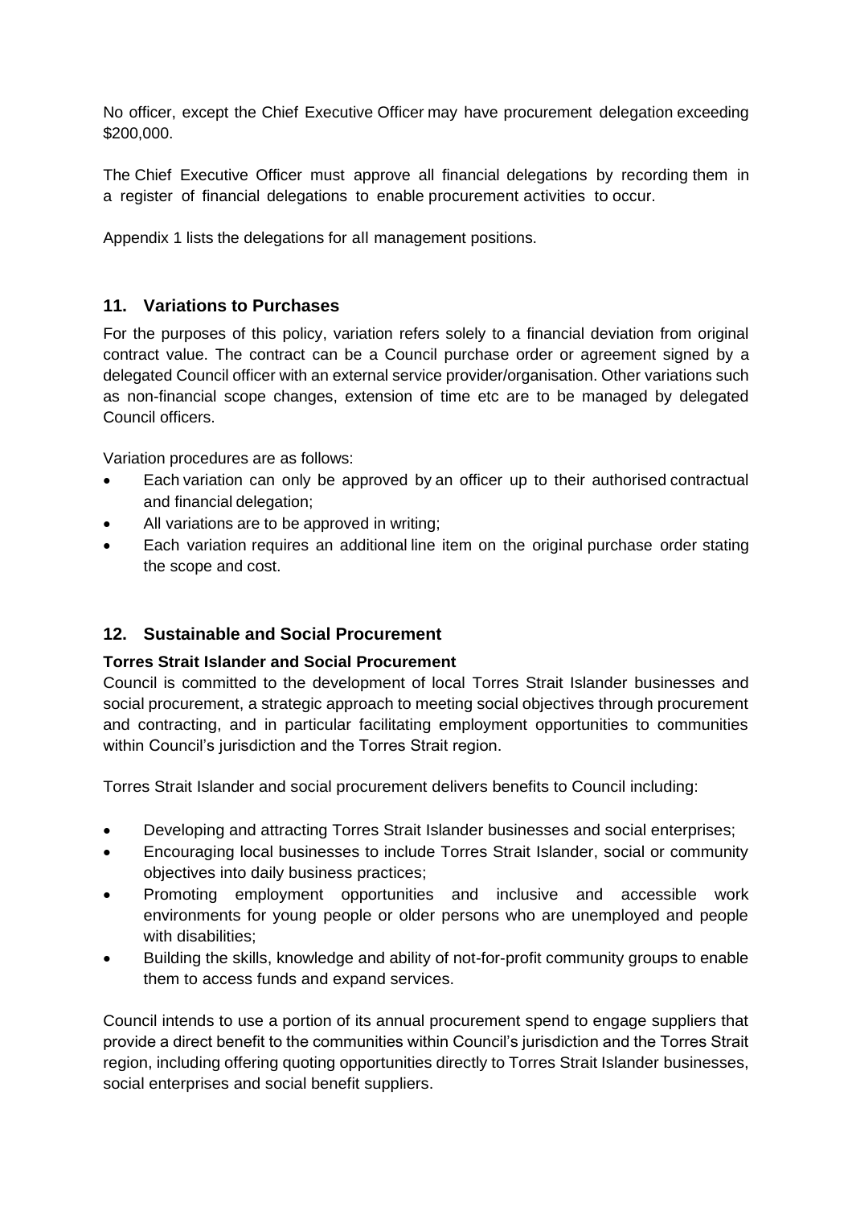No officer, except the Chief Executive Officer may have procurement delegation exceeding $200,000.

The Chief Executive Officer must approve all financial delegations by recording them in a register of financial delegations to enable procurement activities to occur.

Appendix 1 lists the delegations for all management positions.

## 11. Variations to Purchases

For the purposes of this policy, variation refers solely to a financial deviation from original contract value. The contract can be a Council purchase order or agreement signed by a delegated Council officer with an external service provider/organisation. Other variations such as non-financial scope changes, extension of time etc are to be managed by delegated Council officers.

Variation procedures are as follows:

- Each variation can only be approved by an officer up to their authorised contractual and financial delegation;
- All variations are to be approved in writing;
- Each variation requires an additional line item on the original purchase order stating the scope and cost.

## 12. Sustainable and Social Procurement

### Torres Strait Islander and Social Procurement

Council is committed to the development of local Torres Strait Islander businesses and social procurement, a strategic approach to meeting social objectives through procurement and contracting, and in particular facilitating employment opportunities to communities within Council's jurisdiction and the Torres Strait region.

Torres Strait Islander and social procurement delivers benefits to Council including:

- Developing and attracting Torres Strait Islander businesses and social enterprises;
- Encouraging local businesses to include Torres Strait Islander, social or community objectives into daily business practices;
- Promoting employment opportunities and inclusive and accessible work environments for young people or older persons who are unemployed and people with disabilities;
- Building the skills, knowledge and ability of not-for-profit community groups to enable them to access funds and expand services.

Council intends to use a portion of its annual procurement spend to engage suppliers that provide a direct benefit to the communities within Council's jurisdiction and the Torres Strait region, including offering quoting opportunities directly to Torres Strait Islander businesses, social enterprises and social benefit suppliers.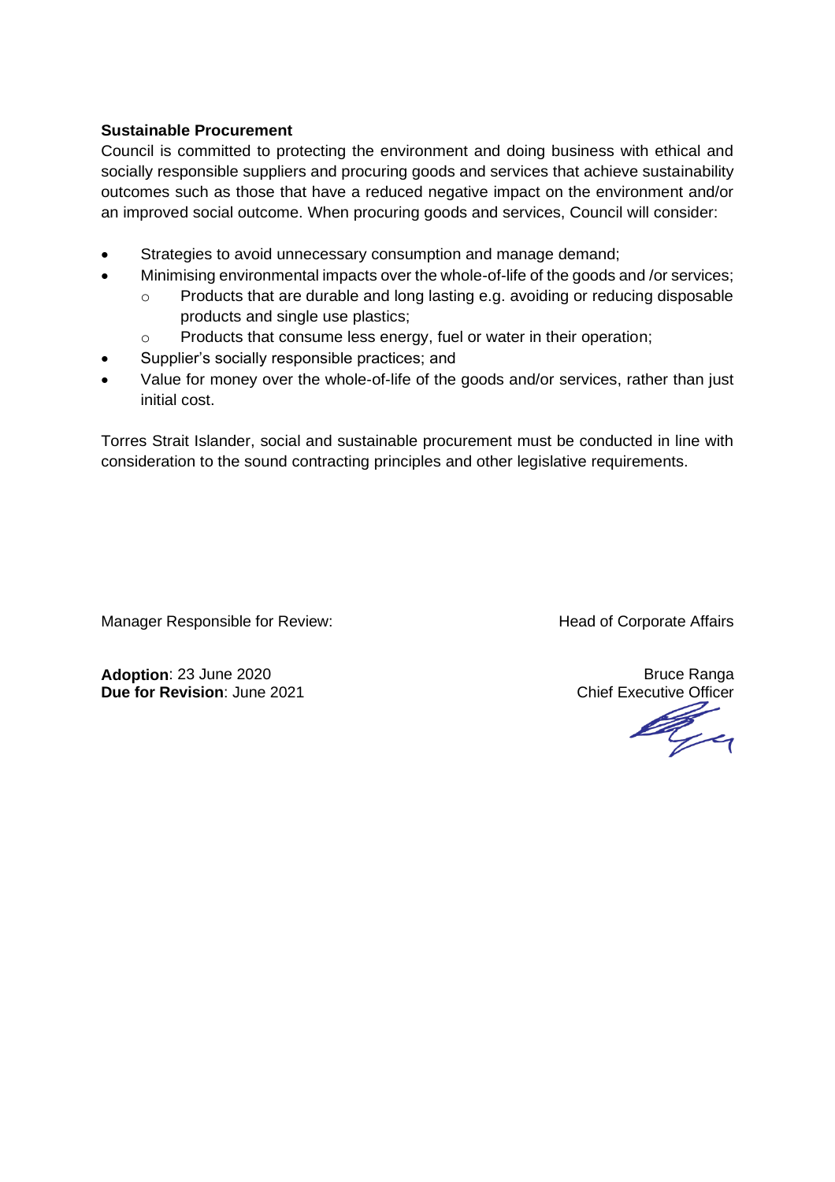### Sustainable Procurement

Council is committed to protecting the environment and doing business with ethical and socially responsible suppliers and procuring goods and services that achieve sustainability outcomes such as those that have a reduced negative impact on the environment and/or an improved social outcome. When procuring goods and services, Council will consider:

- Strategies to avoid unnecessary consumption and manage demand;
- Minimising environmental impacts over the whole-of-life of the goods and /or services;
  - Products that are durable and long lasting e.g. avoiding or reducing disposable products and single use plastics;
  - Products that consume less energy, fuel or water in their operation;
- Supplier's socially responsible practices; and
- Value for money over the whole-of-life of the goods and/or services, rather than just initial cost.

Torres Strait Islander, social and sustainable procurement must be conducted in line with consideration to the sound contracting principles and other legislative requirements.

Manager Responsible for Review: Head of Corporate Affairs

**Adoption**: 23 June 2020
**Due for Revision**: June 2021

Bruce Ranga
Chief Executive Officer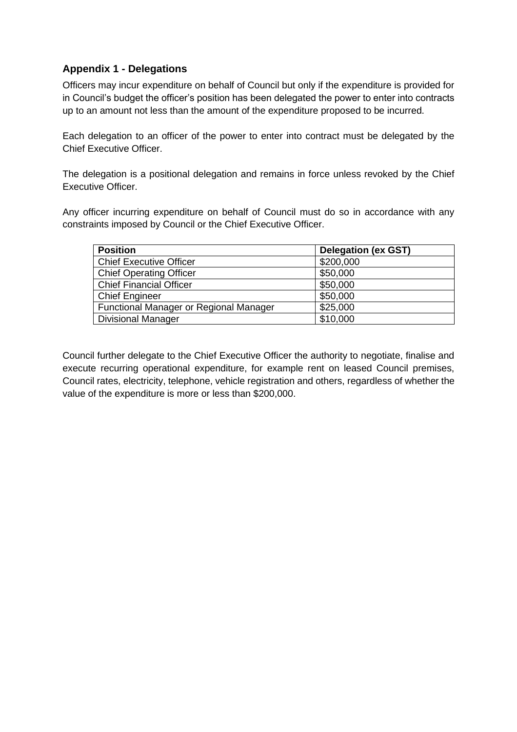## Appendix 1 - Delegations

Officers may incur expenditure on behalf of Council but only if the expenditure is provided for in Council's budget the officer's position has been delegated the power to enter into contracts up to an amount not less than the amount of the expenditure proposed to be incurred.

Each delegation to an officer of the power to enter into contract must be delegated by the Chief Executive Officer.

The delegation is a positional delegation and remains in force unless revoked by the Chief Executive Officer.

Any officer incurring expenditure on behalf of Council must do so in accordance with any constraints imposed by Council or the Chief Executive Officer.

| Position | Delegation (ex GST) |
|---|---|
| Chief Executive Officer | $200,000 |
| Chief Operating Officer | $50,000 |
| Chief Financial Officer | $50,000 |
| Chief Engineer | $50,000 |
| Functional Manager or Regional Manager | $25,000 |
| Divisional Manager | $10,000 |

Council further delegate to the Chief Executive Officer the authority to negotiate, finalise and execute recurring operational expenditure, for example rent on leased Council premises, Council rates, electricity, telephone, vehicle registration and others, regardless of whether the value of the expenditure is more or less than $200,000.